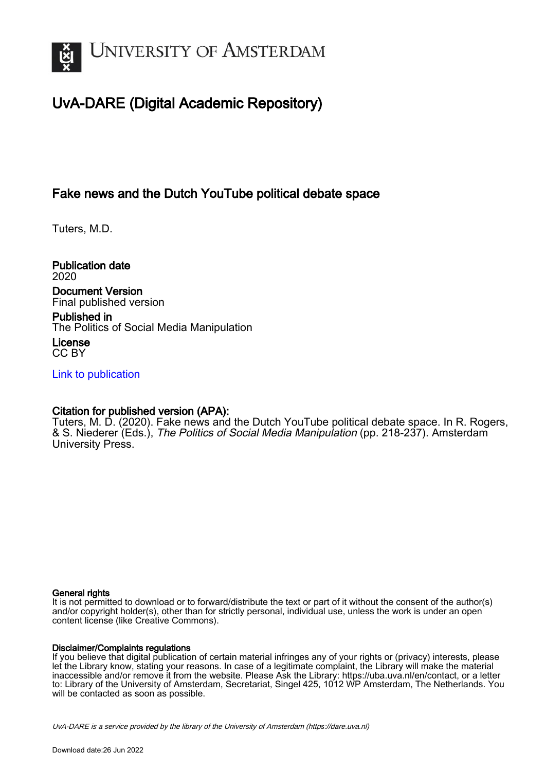UNIVERSITY OF AMSTERDAM

# UvA-DARE (Digital Academic Repository)

## Fake news and the Dutch YouTube political debate space

Tuters, M.D.

**Publication date**
2020

**Document Version**
Final published version

**Published in**
The Politics of Social Media Manipulation

**License**
CC BY

[Link to publication](#)

**Citation for published version (APA):**
Tuters, M. D. (2020). Fake news and the Dutch YouTube political debate space. In R. Rogers, & S. Niederer (Eds.), *The Politics of Social Media Manipulation* (pp. 218-237). Amsterdam University Press.

**General rights**
It is not permitted to download or to forward/distribute the text or part of it without the consent of the author(s) and/or copyright holder(s), other than for strictly personal, individual use, unless the work is under an open content license (like Creative Commons).

**Disclaimer/Complaints regulations**
If you believe that digital publication of certain material infringes any of your rights or (privacy) interests, please let the Library know, stating your reasons. In case of a legitimate complaint, the Library will make the material inaccessible and/or remove it from the website. Please Ask the Library: https://uba.uva.nl/en/contact, or a letter to: Library of the University of Amsterdam, Secretariat, Singel 425, 1012 WP Amsterdam, The Netherlands. You will be contacted as soon as possible.

*UvA-DARE is a service provided by the library of the University of Amsterdam (https://dare.uva.nl)*

Download date:26 Jun 2022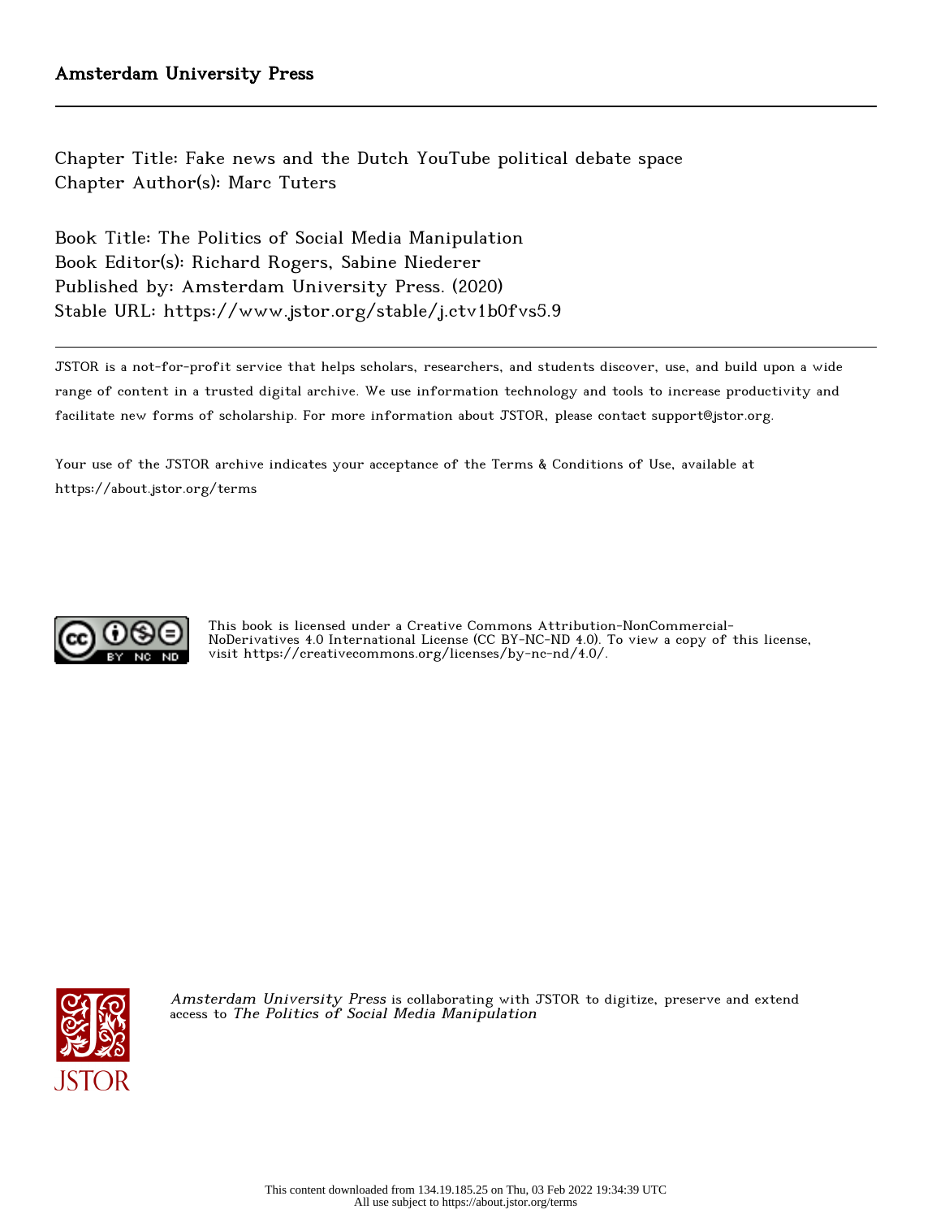Amsterdam University Press

---

Chapter Title: Fake news and the Dutch YouTube political debate space
Chapter Author(s): Marc Tuters

Book Title: The Politics of Social Media Manipulation
Book Editor(s): Richard Rogers, Sabine Niederer
Published by: Amsterdam University Press. (2020)
Stable URL: https://www.jstor.org/stable/j.ctv1b0fvs5.9

---

JSTOR is a not-for-profit service that helps scholars, researchers, and students discover, use, and build upon a wide range of content in a trusted digital archive. We use information technology and tools to increase productivity and facilitate new forms of scholarship. For more information about JSTOR, please contact support@jstor.org.

Your use of the JSTOR archive indicates your acceptance of the Terms & Conditions of Use, available at https://about.jstor.org/terms

This book is licensed under a Creative Commons Attribution-NonCommercial-NoDerivatives 4.0 International License (CC BY-NC-ND 4.0). To view a copy of this license, visit https://creativecommons.org/licenses/by-nc-nd/4.0/.

*Amsterdam University Press* is collaborating with JSTOR to digitize, preserve and extend access to *The Politics of Social Media Manipulation*

This content downloaded from 134.19.185.25 on Thu, 03 Feb 2022 19:34:39 UTC
All use subject to https://about.jstor.org/terms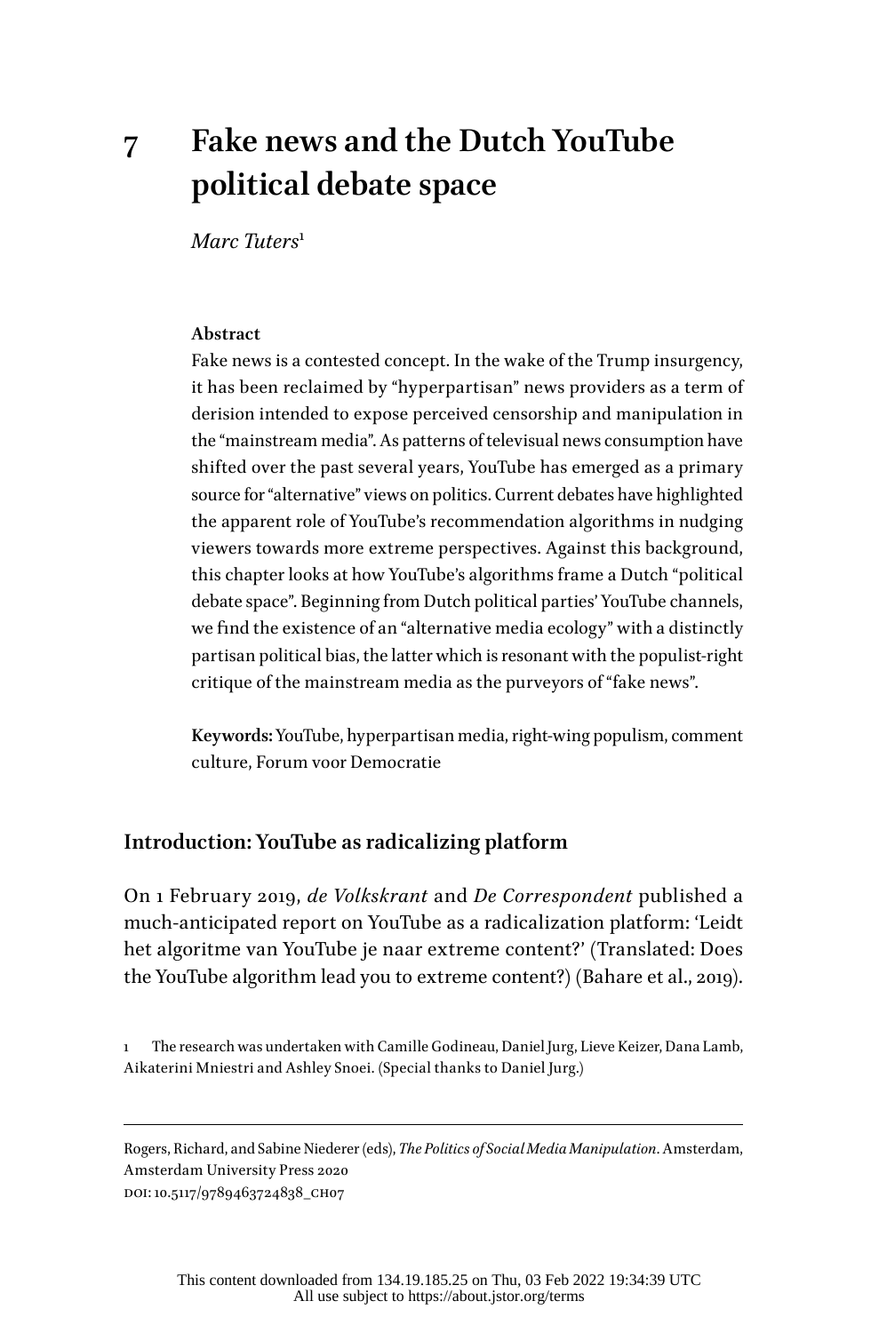# 7 Fake news and the Dutch YouTube political debate space

*Marc Tuters*[1]

**Abstract**

Fake news is a contested concept. In the wake of the Trump insurgency, it has been reclaimed by "hyperpartisan" news providers as a term of derision intended to expose perceived censorship and manipulation in the "mainstream media". As patterns of televisual news consumption have shifted over the past several years, YouTube has emerged as a primary source for "alternative" views on politics. Current debates have highlighted the apparent role of YouTube's recommendation algorithms in nudging viewers towards more extreme perspectives. Against this background, this chapter looks at how YouTube's algorithms frame a Dutch "political debate space". Beginning from Dutch political parties' YouTube channels, we find the existence of an "alternative media ecology" with a distinctly partisan political bias, the latter which is resonant with the populist-right critique of the mainstream media as the purveyors of "fake news".

**Keywords:** YouTube, hyperpartisan media, right-wing populism, comment culture, Forum voor Democratie

## Introduction: YouTube as radicalizing platform

On 1 February 2019, *de Volkskrant* and *De Correspondent* published a much-anticipated report on YouTube as a radicalization platform: 'Leidt het algoritme van YouTube je naar extreme content?' (Translated: Does the YouTube algorithm lead you to extreme content?) (Bahare et al., 2019).

1 The research was undertaken with Camille Godineau, Daniel Jurg, Lieve Keizer, Dana Lamb, Aikaterini Mniestri and Ashley Snoei. (Special thanks to Daniel Jurg.)

Rogers, Richard, and Sabine Niederer (eds), *The Politics of Social Media Manipulation*. Amsterdam, Amsterdam University Press 2020
DOI: 10.5117/9789463724838_CH07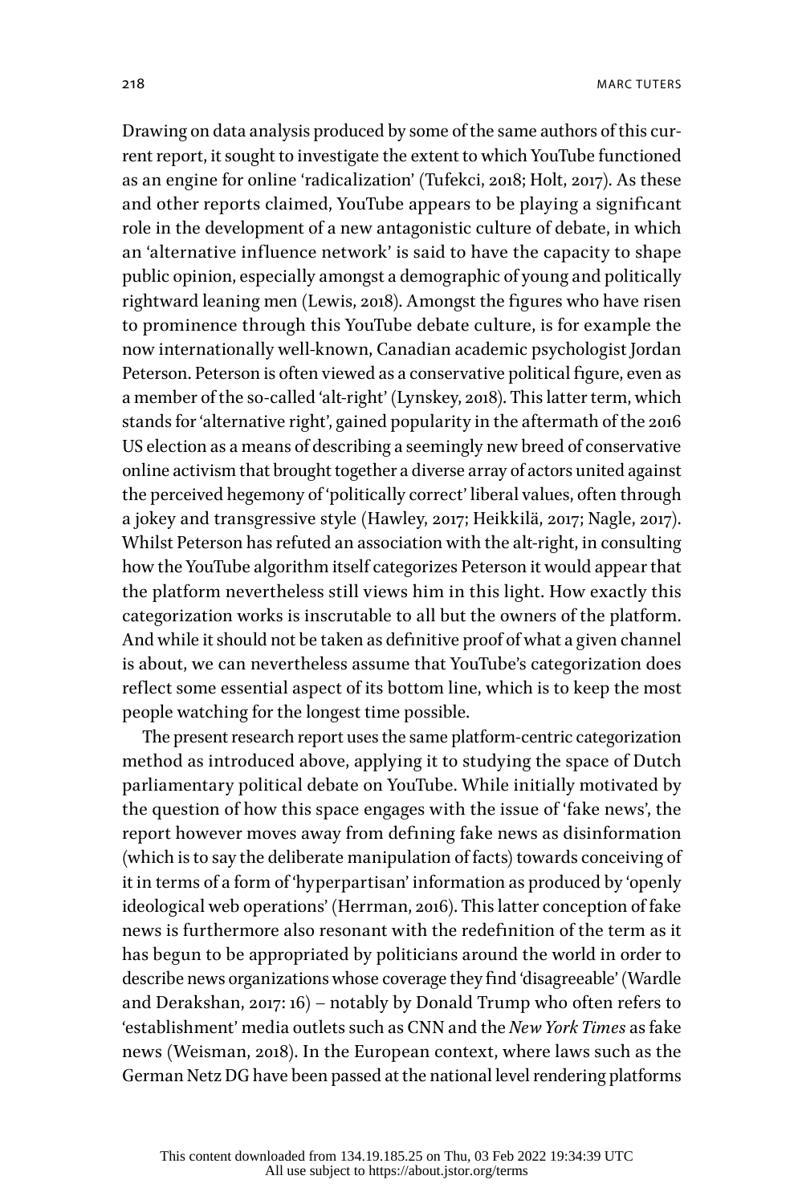Drawing on data analysis produced by some of the same authors of this current report, it sought to investigate the extent to which YouTube functioned as an engine for online 'radicalization' (Tufekci, 2018; Holt, 2017). As these and other reports claimed, YouTube appears to be playing a significant role in the development of a new antagonistic culture of debate, in which an 'alternative influence network' is said to have the capacity to shape public opinion, especially amongst a demographic of young and politically rightward leaning men (Lewis, 2018). Amongst the figures who have risen to prominence through this YouTube debate culture, is for example the now internationally well-known, Canadian academic psychologist Jordan Peterson. Peterson is often viewed as a conservative political figure, even as a member of the so-called 'alt-right' (Lynskey, 2018). This latter term, which stands for 'alternative right', gained popularity in the aftermath of the 2016 US election as a means of describing a seemingly new breed of conservative online activism that brought together a diverse array of actors united against the perceived hegemony of 'politically correct' liberal values, often through a jokey and transgressive style (Hawley, 2017; Heikkilä, 2017; Nagle, 2017). Whilst Peterson has refuted an association with the alt-right, in consulting how the YouTube algorithm itself categorizes Peterson it would appear that the platform nevertheless still views him in this light. How exactly this categorization works is inscrutable to all but the owners of the platform. And while it should not be taken as definitive proof of what a given channel is about, we can nevertheless assume that YouTube's categorization does reflect some essential aspect of its bottom line, which is to keep the most people watching for the longest time possible.

The present research report uses the same platform-centric categorization method as introduced above, applying it to studying the space of Dutch parliamentary political debate on YouTube. While initially motivated by the question of how this space engages with the issue of 'fake news', the report however moves away from defining fake news as disinformation (which is to say the deliberate manipulation of facts) towards conceiving of it in terms of a form of 'hyperpartisan' information as produced by 'openly ideological web operations' (Herrman, 2016). This latter conception of fake news is furthermore also resonant with the redefinition of the term as it has begun to be appropriated by politicians around the world in order to describe news organizations whose coverage they find 'disagreeable' (Wardle and Derakshan, 2017: 16) – notably by Donald Trump who often refers to 'establishment' media outlets such as CNN and the *New York Times* as fake news (Weisman, 2018). In the European context, where laws such as the German Netz DG have been passed at the national level rendering platforms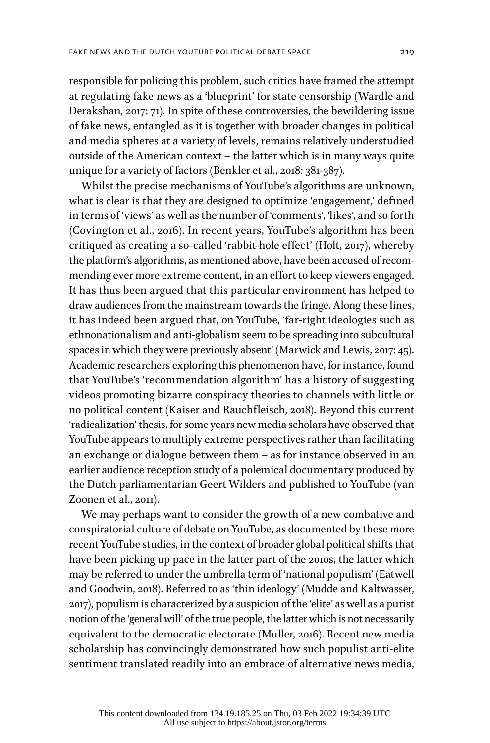responsible for policing this problem, such critics have framed the attempt at regulating fake news as a 'blueprint' for state censorship (Wardle and Derakshan, 2017: 71). In spite of these controversies, the bewildering issue of fake news, entangled as it is together with broader changes in political and media spheres at a variety of levels, remains relatively understudied outside of the American context – the latter which is in many ways quite unique for a variety of factors (Benkler et al., 2018: 381-387).

Whilst the precise mechanisms of YouTube's algorithms are unknown, what is clear is that they are designed to optimize 'engagement,' defined in terms of 'views' as well as the number of 'comments', 'likes', and so forth (Covington et al., 2016). In recent years, YouTube's algorithm has been critiqued as creating a so-called 'rabbit-hole effect' (Holt, 2017), whereby the platform's algorithms, as mentioned above, have been accused of recommending ever more extreme content, in an effort to keep viewers engaged. It has thus been argued that this particular environment has helped to draw audiences from the mainstream towards the fringe. Along these lines, it has indeed been argued that, on YouTube, 'far-right ideologies such as ethnonationalism and anti-globalism seem to be spreading into subcultural spaces in which they were previously absent' (Marwick and Lewis, 2017: 45). Academic researchers exploring this phenomenon have, for instance, found that YouTube's 'recommendation algorithm' has a history of suggesting videos promoting bizarre conspiracy theories to channels with little or no political content (Kaiser and Rauchfleisch, 2018). Beyond this current 'radicalization' thesis, for some years new media scholars have observed that YouTube appears to multiply extreme perspectives rather than facilitating an exchange or dialogue between them – as for instance observed in an earlier audience reception study of a polemical documentary produced by the Dutch parliamentarian Geert Wilders and published to YouTube (van Zoonen et al., 2011).

We may perhaps want to consider the growth of a new combative and conspiratorial culture of debate on YouTube, as documented by these more recent YouTube studies, in the context of broader global political shifts that have been picking up pace in the latter part of the 2010s, the latter which may be referred to under the umbrella term of 'national populism' (Eatwell and Goodwin, 2018). Referred to as 'thin ideology' (Mudde and Kaltwasser, 2017), populism is characterized by a suspicion of the 'elite' as well as a purist notion of the 'general will' of the true people, the latter which is not necessarily equivalent to the democratic electorate (Muller, 2016). Recent new media scholarship has convincingly demonstrated how such populist anti-elite sentiment translated readily into an embrace of alternative news media,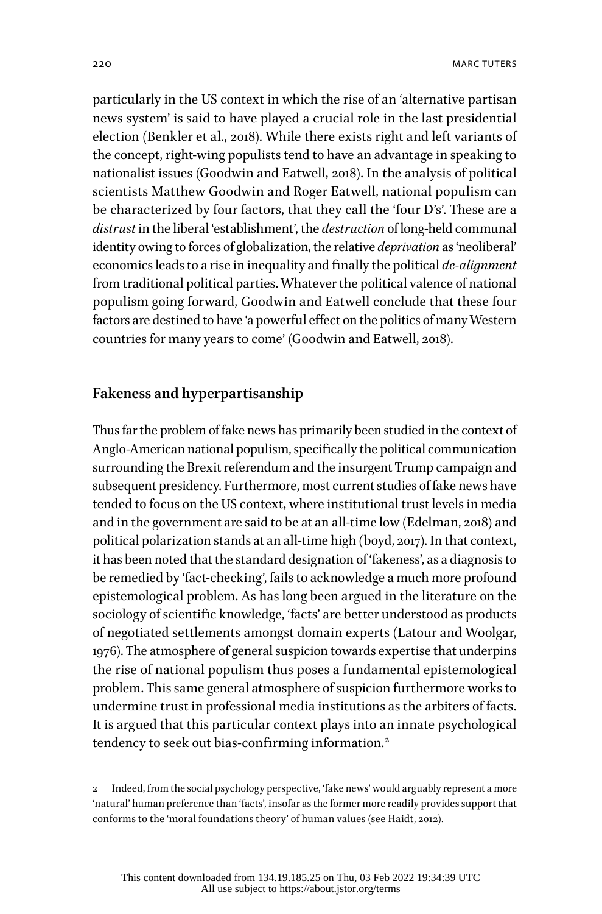particularly in the US context in which the rise of an 'alternative partisan news system' is said to have played a crucial role in the last presidential election (Benkler et al., 2018). While there exists right and left variants of the concept, right-wing populists tend to have an advantage in speaking to nationalist issues (Goodwin and Eatwell, 2018). In the analysis of political scientists Matthew Goodwin and Roger Eatwell, national populism can be characterized by four factors, that they call the 'four D's'. These are a *distrust* in the liberal 'establishment', the *destruction* of long-held communal identity owing to forces of globalization, the relative *deprivation* as 'neoliberal' economics leads to a rise in inequality and finally the political *de-alignment* from traditional political parties. Whatever the political valence of national populism going forward, Goodwin and Eatwell conclude that these four factors are destined to have 'a powerful effect on the politics of many Western countries for many years to come' (Goodwin and Eatwell, 2018).

## Fakeness and hyperpartisanship

Thus far the problem of fake news has primarily been studied in the context of Anglo-American national populism, specifically the political communication surrounding the Brexit referendum and the insurgent Trump campaign and subsequent presidency. Furthermore, most current studies of fake news have tended to focus on the US context, where institutional trust levels in media and in the government are said to be at an all-time low (Edelman, 2018) and political polarization stands at an all-time high (boyd, 2017). In that context, it has been noted that the standard designation of 'fakeness', as a diagnosis to be remedied by 'fact-checking', fails to acknowledge a much more profound epistemological problem. As has long been argued in the literature on the sociology of scientific knowledge, 'facts' are better understood as products of negotiated settlements amongst domain experts (Latour and Woolgar, 1976). The atmosphere of general suspicion towards expertise that underpins the rise of national populism thus poses a fundamental epistemological problem. This same general atmosphere of suspicion furthermore works to undermine trust in professional media institutions as the arbiters of facts. It is argued that this particular context plays into an innate psychological tendency to seek out bias-confirming information.[2]

2 Indeed, from the social psychology perspective, 'fake news' would arguably represent a more 'natural' human preference than 'facts', insofar as the former more readily provides support that conforms to the 'moral foundations theory' of human values (see Haidt, 2012).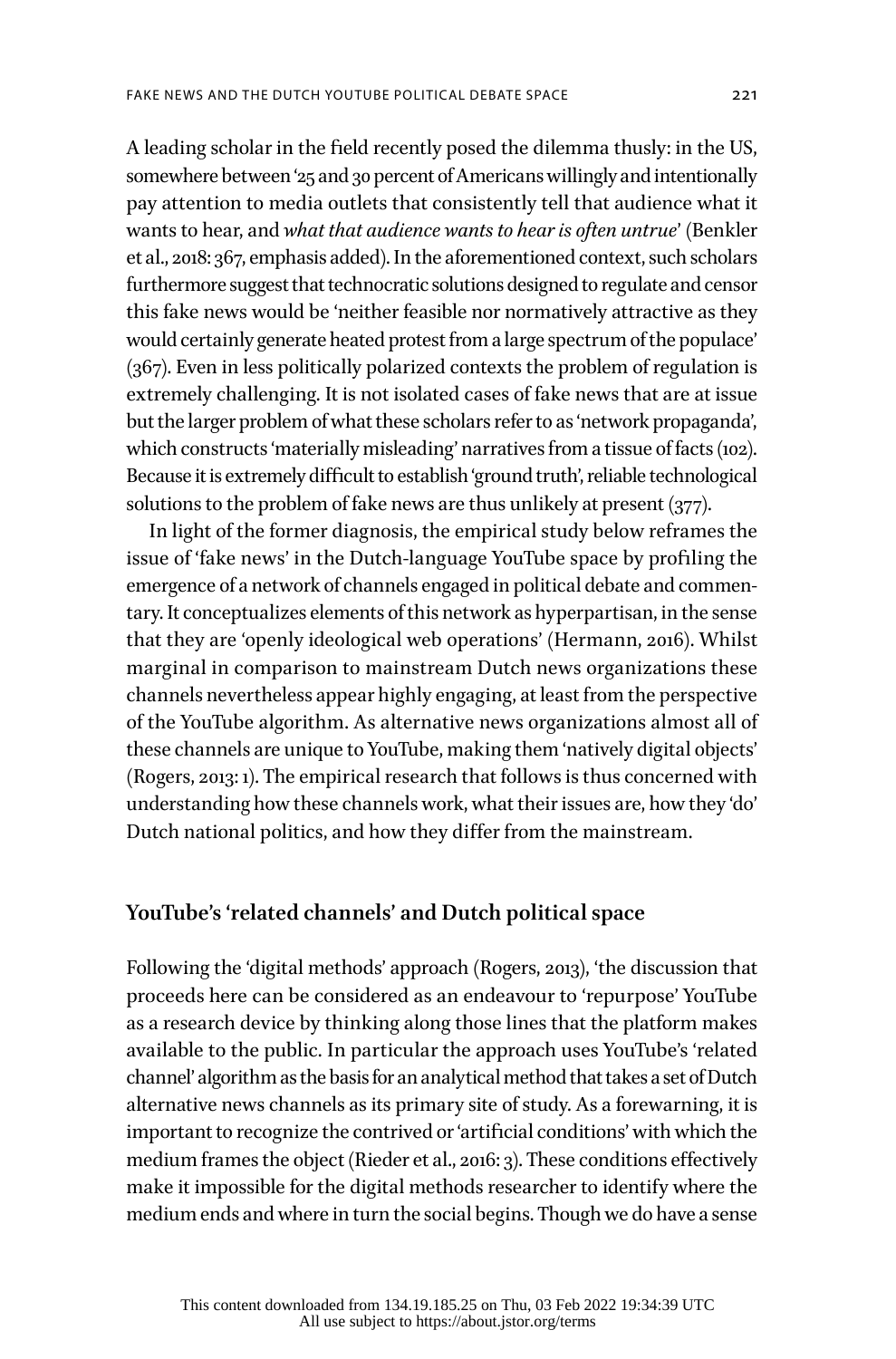A leading scholar in the field recently posed the dilemma thusly: in the US, somewhere between '25 and 30 percent of Americans willingly and intentionally pay attention to media outlets that consistently tell that audience what it wants to hear, and *what that audience wants to hear is often untrue*' (Benkler et al., 2018: 367, emphasis added). In the aforementioned context, such scholars furthermore suggest that technocratic solutions designed to regulate and censor this fake news would be 'neither feasible nor normatively attractive as they would certainly generate heated protest from a large spectrum of the populace' (367). Even in less politically polarized contexts the problem of regulation is extremely challenging. It is not isolated cases of fake news that are at issue but the larger problem of what these scholars refer to as 'network propaganda', which constructs 'materially misleading' narratives from a tissue of facts (102). Because it is extremely difficult to establish 'ground truth', reliable technological solutions to the problem of fake news are thus unlikely at present (377).

In light of the former diagnosis, the empirical study below reframes the issue of 'fake news' in the Dutch-language YouTube space by profiling the emergence of a network of channels engaged in political debate and commentary. It conceptualizes elements of this network as hyperpartisan, in the sense that they are 'openly ideological web operations' (Hermann, 2016). Whilst marginal in comparison to mainstream Dutch news organizations these channels nevertheless appear highly engaging, at least from the perspective of the YouTube algorithm. As alternative news organizations almost all of these channels are unique to YouTube, making them 'natively digital objects' (Rogers, 2013: 1). The empirical research that follows is thus concerned with understanding how these channels work, what their issues are, how they 'do' Dutch national politics, and how they differ from the mainstream.

## YouTube's 'related channels' and Dutch political space

Following the 'digital methods' approach (Rogers, 2013), 'the discussion that proceeds here can be considered as an endeavour to 'repurpose' YouTube as a research device by thinking along those lines that the platform makes available to the public. In particular the approach uses YouTube's 'related channel' algorithm as the basis for an analytical method that takes a set of Dutch alternative news channels as its primary site of study. As a forewarning, it is important to recognize the contrived or 'artificial conditions' with which the medium frames the object (Rieder et al., 2016: 3). These conditions effectively make it impossible for the digital methods researcher to identify where the medium ends and where in turn the social begins. Though we do have a sense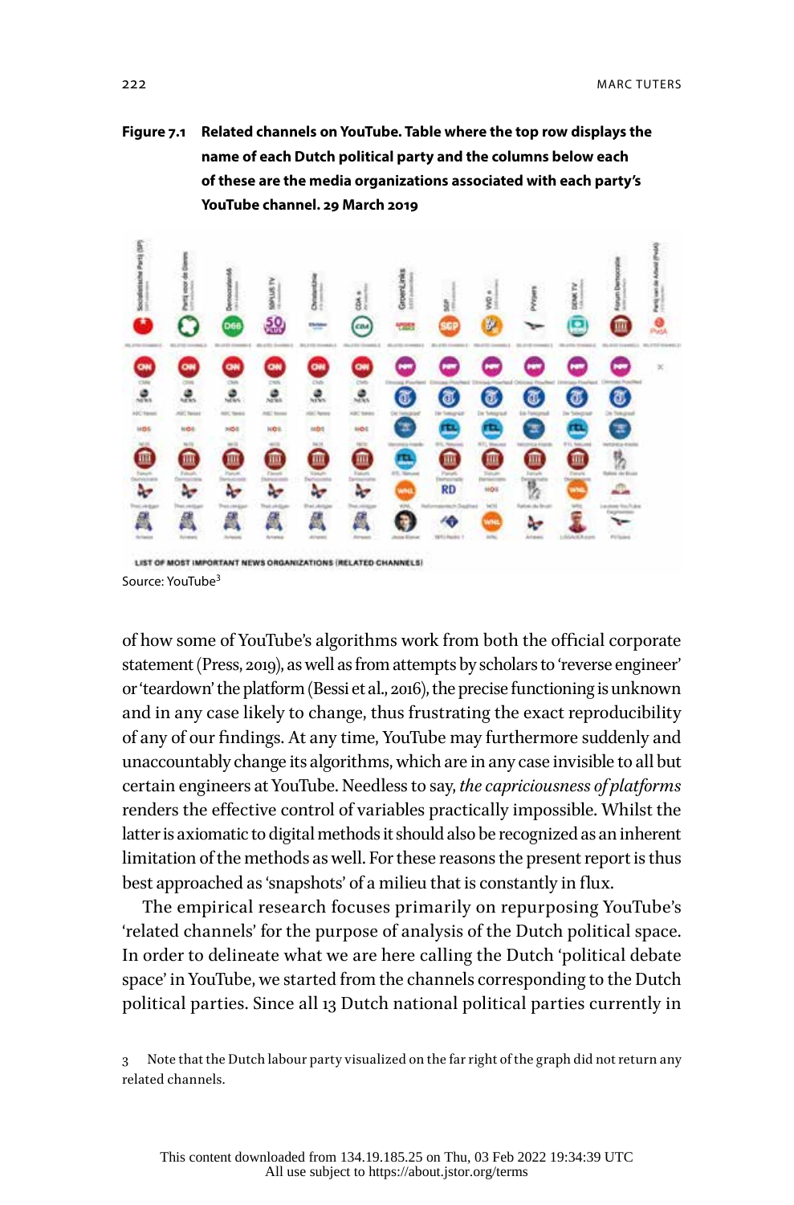**Figure 7.1 Related channels on YouTube. Table where the top row displays the name of each Dutch political party and the columns below each of these are the media organizations associated with each party's YouTube channel. 29 March 2019**

Source: YouTube[3]

of how some of YouTube's algorithms work from both the official corporate statement (Press, 2019), as well as from attempts by scholars to 'reverse engineer' or 'teardown' the platform (Bessi et al., 2016), the precise functioning is unknown and in any case likely to change, thus frustrating the exact reproducibility of any of our findings. At any time, YouTube may furthermore suddenly and unaccountably change its algorithms, which are in any case invisible to all but certain engineers at YouTube. Needless to say, *the capriciousness of platforms* renders the effective control of variables practically impossible. Whilst the latter is axiomatic to digital methods it should also be recognized as an inherent limitation of the methods as well. For these reasons the present report is thus best approached as 'snapshots' of a milieu that is constantly in flux.

The empirical research focuses primarily on repurposing YouTube's 'related channels' for the purpose of analysis of the Dutch political space. In order to delineate what we are here calling the Dutch 'political debate space' in YouTube, we started from the channels corresponding to the Dutch political parties. Since all 13 Dutch national political parties currently in

3 Note that the Dutch labour party visualized on the far right of the graph did not return any related channels.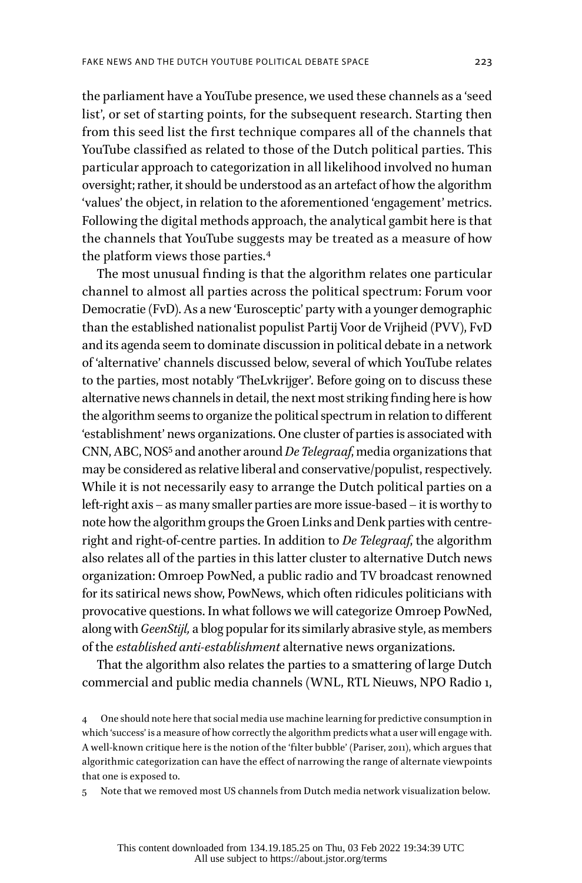the parliament have a YouTube presence, we used these channels as a 'seed list', or set of starting points, for the subsequent research. Starting then from this seed list the first technique compares all of the channels that YouTube classified as related to those of the Dutch political parties. This particular approach to categorization in all likelihood involved no human oversight; rather, it should be understood as an artefact of how the algorithm 'values' the object, in relation to the aforementioned 'engagement' metrics. Following the digital methods approach, the analytical gambit here is that the channels that YouTube suggests may be treated as a measure of how the platform views those parties.[4]

The most unusual finding is that the algorithm relates one particular channel to almost all parties across the political spectrum: Forum voor Democratie (FvD). As a new 'Eurosceptic' party with a younger demographic than the established nationalist populist Partij Voor de Vrijheid (PVV), FvD and its agenda seem to dominate discussion in political debate in a network of 'alternative' channels discussed below, several of which YouTube relates to the parties, most notably 'TheLvkrijger'. Before going on to discuss these alternative news channels in detail, the next most striking finding here is how the algorithm seems to organize the political spectrum in relation to different 'establishment' news organizations. One cluster of parties is associated with CNN, ABC, NOS[5] and another around *De Telegraaf*, media organizations that may be considered as relative liberal and conservative/populist, respectively. While it is not necessarily easy to arrange the Dutch political parties on a left-right axis – as many smaller parties are more issue-based – it is worthy to note how the algorithm groups the Groen Links and Denk parties with centre-right and right-of-centre parties. In addition to *De Telegraaf*, the algorithm also relates all of the parties in this latter cluster to alternative Dutch news organization: Omroep PowNed, a public radio and TV broadcast renowned for its satirical news show, PowNews, which often ridicules politicians with provocative questions. In what follows we will categorize Omroep PowNed, along with *GeenStijl,* a blog popular for its similarly abrasive style, as members of the *established anti-establishment* alternative news organizations.

That the algorithm also relates the parties to a smattering of large Dutch commercial and public media channels (WNL, RTL Nieuws, NPO Radio 1,

4 One should note here that social media use machine learning for predictive consumption in which 'success' is a measure of how correctly the algorithm predicts what a user will engage with. A well-known critique here is the notion of the 'filter bubble' (Pariser, 2011), which argues that algorithmic categorization can have the effect of narrowing the range of alternate viewpoints that one is exposed to.

5 Note that we removed most US channels from Dutch media network visualization below.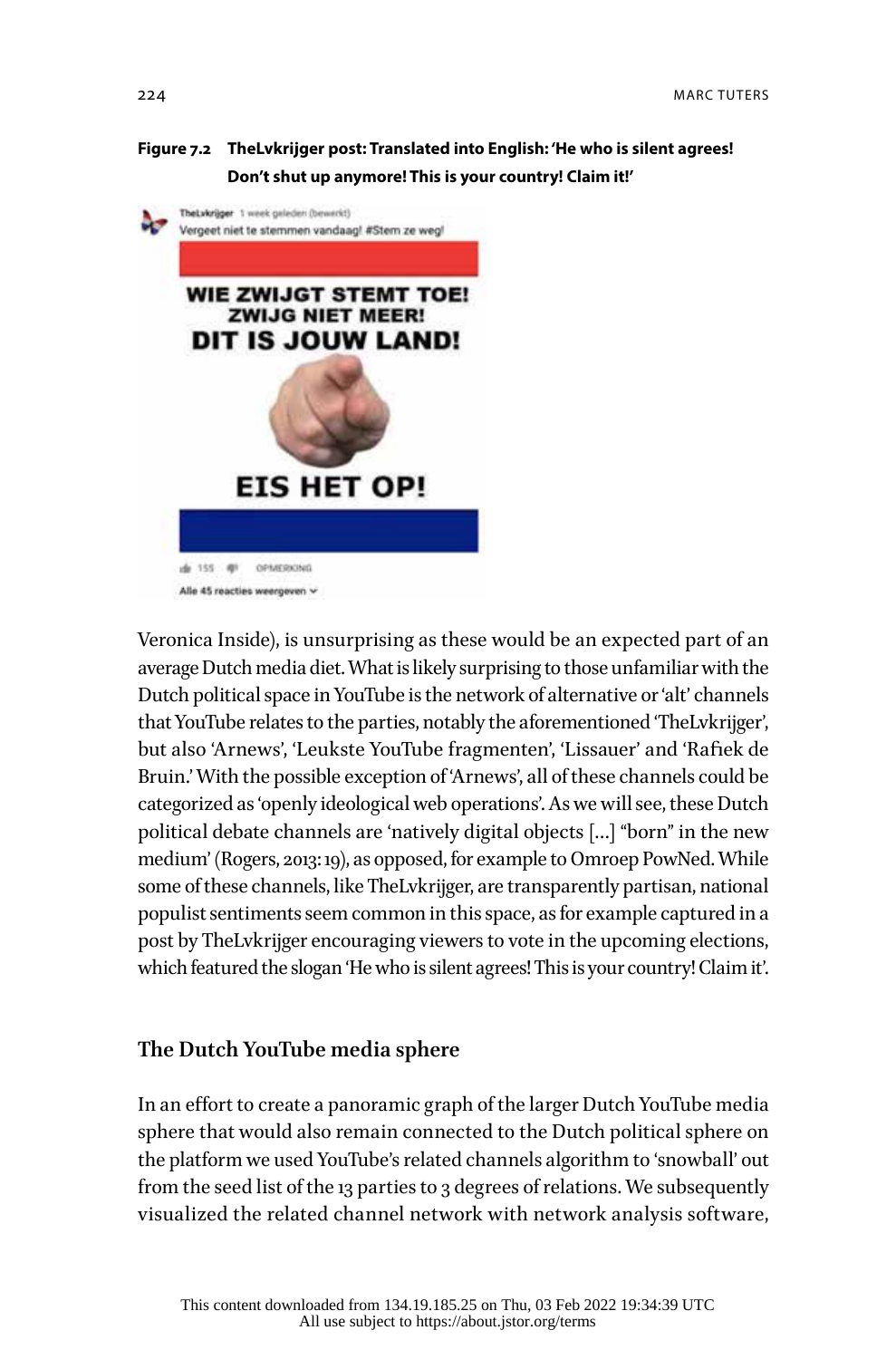**Figure 7.2 TheLvkrijger post: Translated into English: 'He who is silent agrees! Don't shut up anymore! This is your country! Claim it!'**

TheLvkrijger 1 week geleden (bewerkt)
Vergeet niet te stemmen vandaag! #Stem ze weg!

WIE ZWIJGT STEMT TOE!
ZWIJG NIET MEER!
DIT IS JOUW LAND!

EIS HET OP!

155 OPMERKING
Alle 45 reacties weergeven

Veronica Inside), is unsurprising as these would be an expected part of an average Dutch media diet. What is likely surprising to those unfamiliar with the Dutch political space in YouTube is the network of alternative or 'alt' channels that YouTube relates to the parties, notably the aforementioned 'TheLvkrijger', but also 'Arnews', 'Leukste YouTube fragmenten', 'Lissauer' and 'Rafiek de Bruin.' With the possible exception of 'Arnews', all of these channels could be categorized as 'openly ideological web operations'. As we will see, these Dutch political debate channels are 'natively digital objects [...] "born" in the new medium' (Rogers, 2013: 19), as opposed, for example to Omroep PowNed. While some of these channels, like TheLvkrijger, are transparently partisan, national populist sentiments seem common in this space, as for example captured in a post by TheLvkrijger encouraging viewers to vote in the upcoming elections, which featured the slogan 'He who is silent agrees! This is your country! Claim it'.

## The Dutch YouTube media sphere

In an effort to create a panoramic graph of the larger Dutch YouTube media sphere that would also remain connected to the Dutch political sphere on the platform we used YouTube's related channels algorithm to 'snowball' out from the seed list of the 13 parties to 3 degrees of relations. We subsequently visualized the related channel network with network analysis software,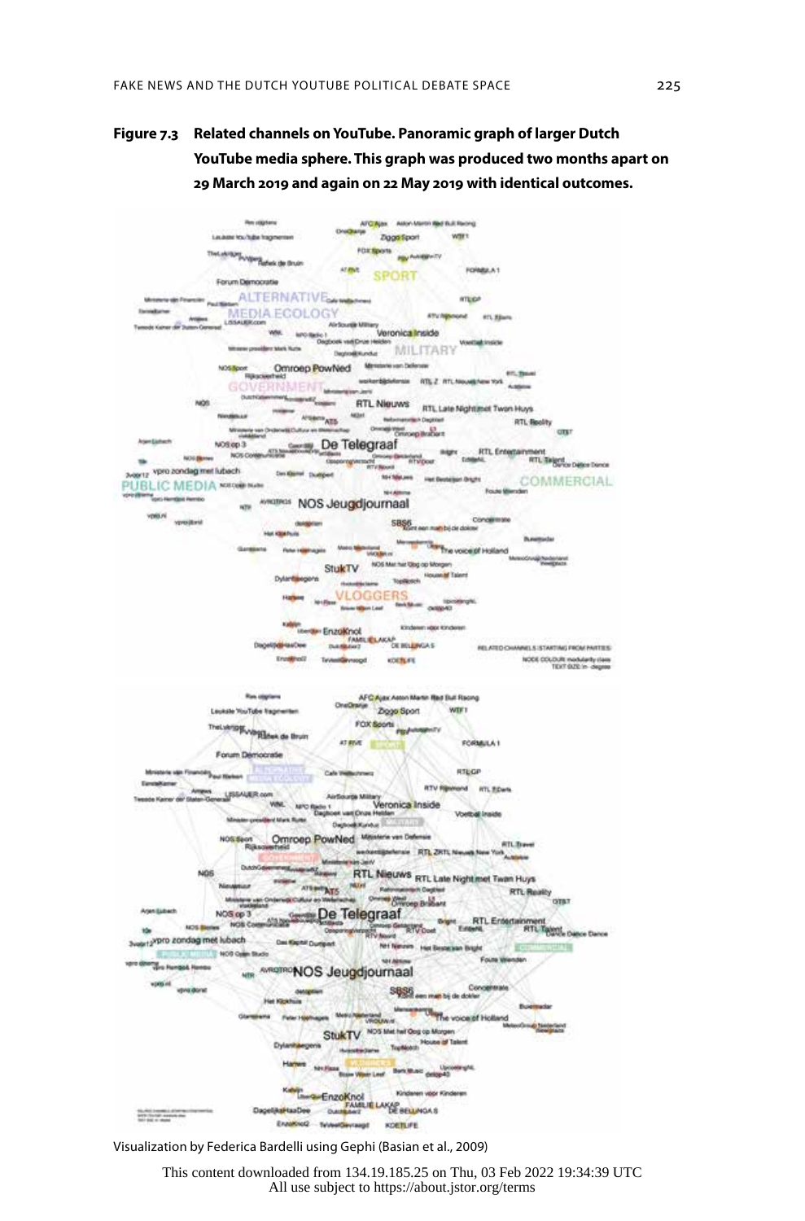**Figure 7.3 Related channels on YouTube. Panoramic graph of larger Dutch YouTube media sphere. This graph was produced two months apart on 29 March 2019 and again on 22 May 2019 with identical outcomes.**

Visualization by Federica Bardelli using Gephi (Basian et al., 2009)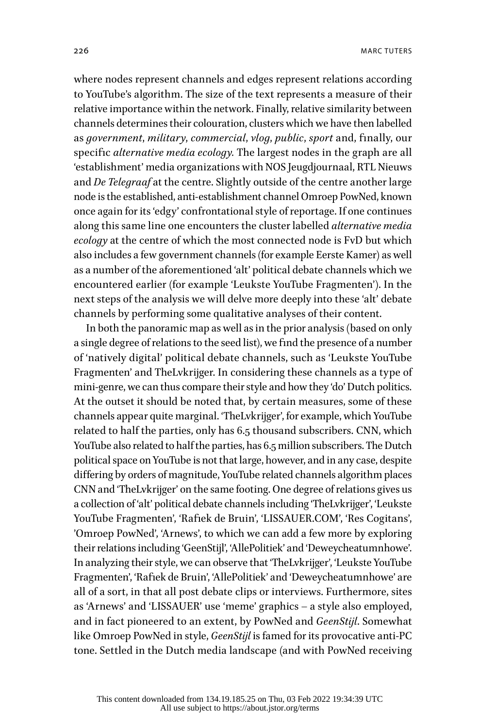where nodes represent channels and edges represent relations according to YouTube's algorithm. The size of the text represents a measure of their relative importance within the network. Finally, relative similarity between channels determines their colouration, clusters which we have then labelled as *government*, *military*, *commercial*, *vlog*, *public*, *sport* and, finally, our specific *alternative media ecology.* The largest nodes in the graph are all 'establishment' media organizations with NOS Jeugdjournaal, RTL Nieuws and *De Telegraaf* at the centre. Slightly outside of the centre another large node is the established, anti-establishment channel Omroep PowNed, known once again for its 'edgy' confrontational style of reportage. If one continues along this same line one encounters the cluster labelled *alternative media ecology* at the centre of which the most connected node is FvD but which also includes a few government channels (for example Eerste Kamer) as well as a number of the aforementioned 'alt' political debate channels which we encountered earlier (for example 'Leukste YouTube Fragmenten'). In the next steps of the analysis we will delve more deeply into these 'alt' debate channels by performing some qualitative analyses of their content.

In both the panoramic map as well as in the prior analysis (based on only a single degree of relations to the seed list), we find the presence of a number of 'natively digital' political debate channels, such as 'Leukste YouTube Fragmenten' and TheLvkrijger. In considering these channels as a type of mini-genre, we can thus compare their style and how they 'do' Dutch politics. At the outset it should be noted that, by certain measures, some of these channels appear quite marginal. 'TheLvkrijger', for example, which YouTube related to half the parties, only has 6.5 thousand subscribers. CNN, which YouTube also related to half the parties, has 6.5 million subscribers. The Dutch political space on YouTube is not that large, however, and in any case, despite differing by orders of magnitude, YouTube related channels algorithm places CNN and 'TheLvkrijger' on the same footing. One degree of relations gives us a collection of 'alt' political debate channels including 'TheLvkrijger', 'Leukste YouTube Fragmenten', 'Rafiek de Bruin', 'LISSAUER.COM', 'Res Cogitans', 'Omroep PowNed', 'Arnews', to which we can add a few more by exploring their relations including 'GeenStijl', 'AllePolitiek' and 'Deweycheatumnhowe'. In analyzing their style, we can observe that 'TheLvkrijger', 'Leukste YouTube Fragmenten', 'Rafiek de Bruin', 'AllePolitiek' and 'Deweycheatumnhowe' are all of a sort, in that all post debate clips or interviews. Furthermore, sites as 'Arnews' and 'LISSAUER' use 'meme' graphics – a style also employed, and in fact pioneered to an extent, by PowNed and *GeenStijl*. Somewhat like Omroep PowNed in style, *GeenStijl* is famed for its provocative anti-PC tone. Settled in the Dutch media landscape (and with PowNed receiving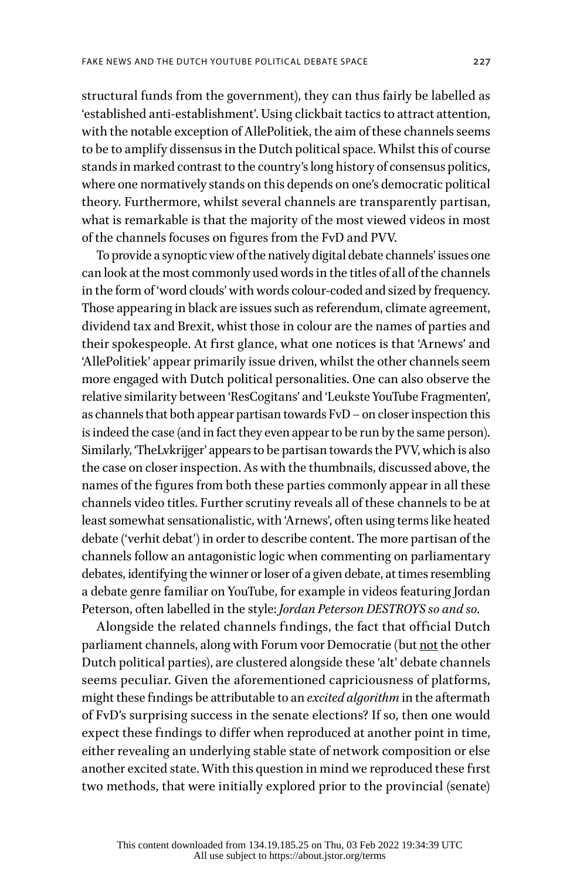structural funds from the government), they can thus fairly be labelled as 'established anti-establishment'. Using clickbait tactics to attract attention, with the notable exception of AllePolitiek, the aim of these channels seems to be to amplify dissensus in the Dutch political space. Whilst this of course stands in marked contrast to the country's long history of consensus politics, where one normatively stands on this depends on one's democratic political theory. Furthermore, whilst several channels are transparently partisan, what is remarkable is that the majority of the most viewed videos in most of the channels focuses on figures from the FvD and PVV.

To provide a synoptic view of the natively digital debate channels' issues one can look at the most commonly used words in the titles of all of the channels in the form of 'word clouds' with words colour-coded and sized by frequency. Those appearing in black are issues such as referendum, climate agreement, dividend tax and Brexit, whist those in colour are the names of parties and their spokespeople. At first glance, what one notices is that 'Arnews' and 'AllePolitiek' appear primarily issue driven, whilst the other channels seem more engaged with Dutch political personalities. One can also observe the relative similarity between 'ResCogitans' and 'Leukste YouTube Fragmenten', as channels that both appear partisan towards FvD – on closer inspection this is indeed the case (and in fact they even appear to be run by the same person). Similarly, 'TheLvkrijger' appears to be partisan towards the PVV, which is also the case on closer inspection. As with the thumbnails, discussed above, the names of the figures from both these parties commonly appear in all these channels video titles. Further scrutiny reveals all of these channels to be at least somewhat sensationalistic, with 'Arnews', often using terms like heated debate ('verhit debat') in order to describe content. The more partisan of the channels follow an antagonistic logic when commenting on parliamentary debates, identifying the winner or loser of a given debate, at times resembling a debate genre familiar on YouTube, for example in videos featuring Jordan Peterson, often labelled in the style: *Jordan Peterson DESTROYS so and so*.

Alongside the related channels findings, the fact that official Dutch parliament channels, along with Forum voor Democratie (but <u>not</u> the other Dutch political parties), are clustered alongside these 'alt' debate channels seems peculiar. Given the aforementioned capriciousness of platforms, might these findings be attributable to an *excited algorithm* in the aftermath of FvD's surprising success in the senate elections? If so, then one would expect these findings to differ when reproduced at another point in time, either revealing an underlying stable state of network composition or else another excited state. With this question in mind we reproduced these first two methods, that were initially explored prior to the provincial (senate)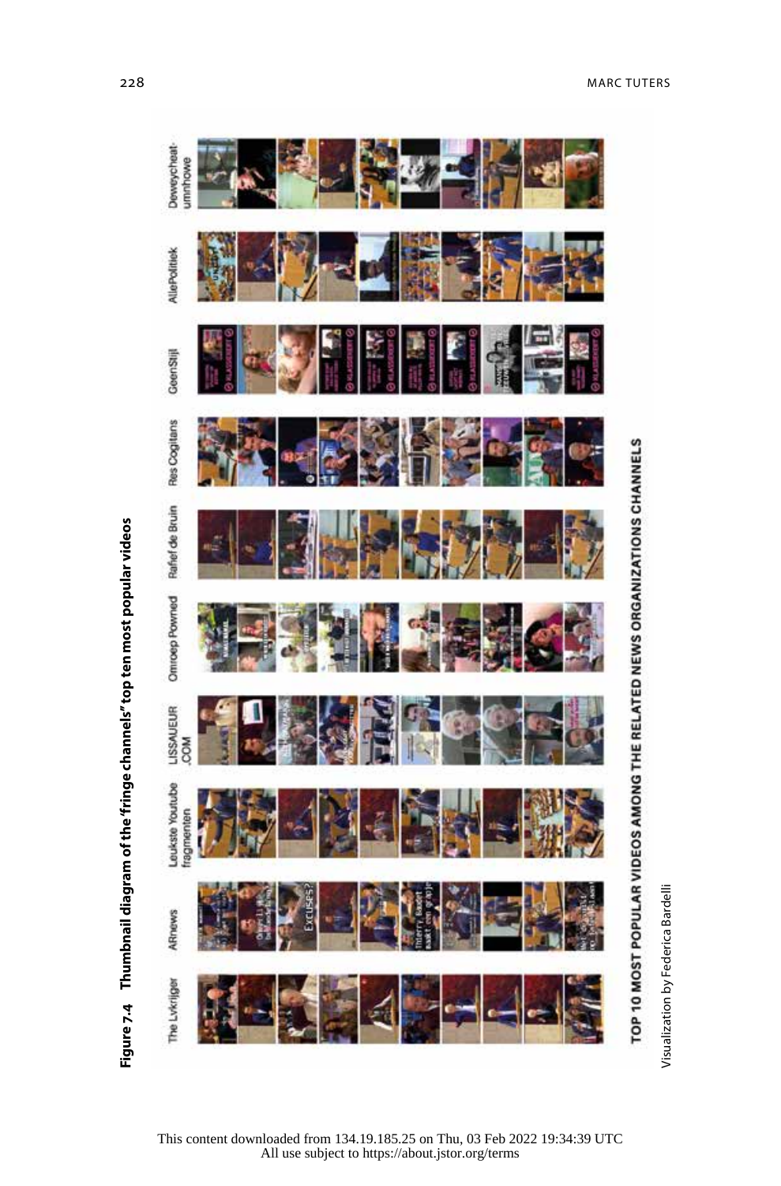**Figure 7.4 Thumbnail diagram of the 'fringe channels' top ten most popular videos**

TOP 10 MOST POPULAR VIDEOS AMONG THE RELATED NEWS ORGANIZATIONS CHANNELS

The Lvkrijger | ARnews | Leukste Youtube fragmenten | LISSAUEUR .COM | Omroep Powned | Rafiel de Bruin | Res Cogitans | GeenStijl | AllePolitiek | Deweycheat-umnhowe

Visualization by Federica Bardelli

This content downloaded from 134.19.185.25 on Thu, 03 Feb 2022 19:34:39 UTC
All use subject to https://about.jstor.org/terms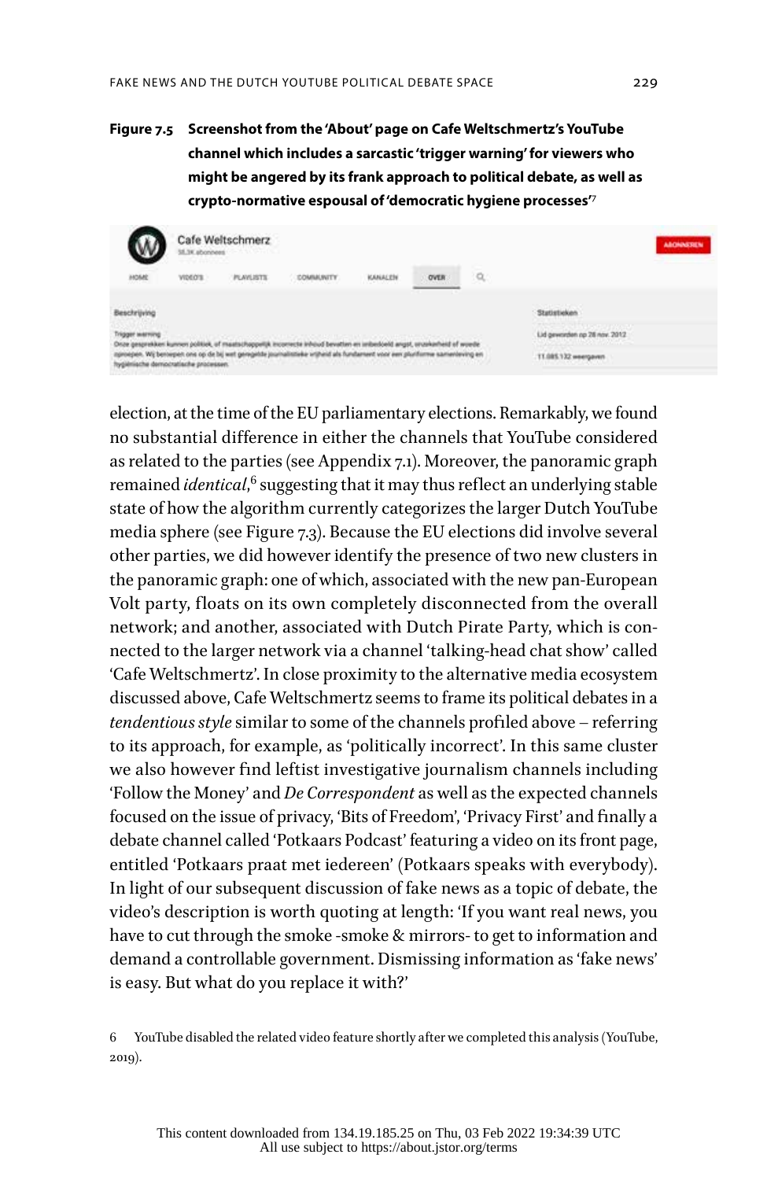**Figure 7.5 Screenshot from the 'About' page on Cafe Weltschmertz's YouTube channel which includes a sarcastic 'trigger warning' for viewers who might be angered by its frank approach to political debate, as well as crypto-normative espousal of 'democratic hygiene processes'**[7]

election, at the time of the EU parliamentary elections. Remarkably, we found no substantial difference in either the channels that YouTube considered as related to the parties (see Appendix 7.1). Moreover, the panoramic graph remained *identical*,[6] suggesting that it may thus reflect an underlying stable state of how the algorithm currently categorizes the larger Dutch YouTube media sphere (see Figure 7.3). Because the EU elections did involve several other parties, we did however identify the presence of two new clusters in the panoramic graph: one of which, associated with the new pan-European Volt party, floats on its own completely disconnected from the overall network; and another, associated with Dutch Pirate Party, which is connected to the larger network via a channel 'talking-head chat show' called 'Cafe Weltschmertz'. In close proximity to the alternative media ecosystem discussed above, Cafe Weltschmertz seems to frame its political debates in a *tendentious style* similar to some of the channels profiled above – referring to its approach, for example, as 'politically incorrect'. In this same cluster we also however find leftist investigative journalism channels including 'Follow the Money' and *De Correspondent* as well as the expected channels focused on the issue of privacy, 'Bits of Freedom', 'Privacy First' and finally a debate channel called 'Potkaars Podcast' featuring a video on its front page, entitled 'Potkaars praat met iedereen' (Potkaars speaks with everybody). In light of our subsequent discussion of fake news as a topic of debate, the video's description is worth quoting at length: 'If you want real news, you have to cut through the smoke -smoke & mirrors- to get to information and demand a controllable government. Dismissing information as 'fake news' is easy. But what do you replace it with?'

6 YouTube disabled the related video feature shortly after we completed this analysis (YouTube, 2019).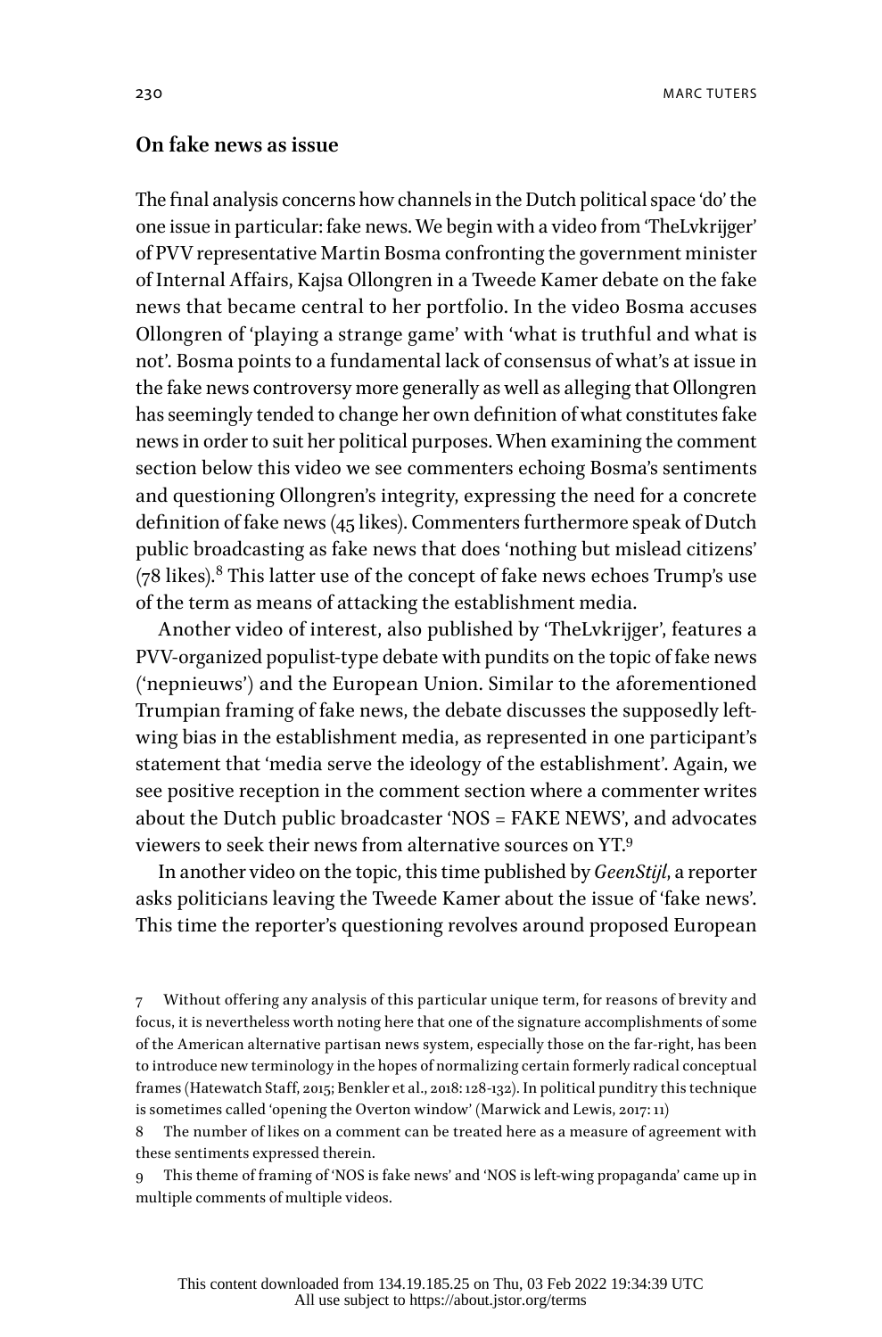## On fake news as issue

The final analysis concerns how channels in the Dutch political space 'do' the one issue in particular: fake news. We begin with a video from 'TheLvkrijger' of PVV representative Martin Bosma confronting the government minister of Internal Affairs, Kajsa Ollongren in a Tweede Kamer debate on the fake news that became central to her portfolio. In the video Bosma accuses Ollongren of 'playing a strange game' with 'what is truthful and what is not'. Bosma points to a fundamental lack of consensus of what's at issue in the fake news controversy more generally as well as alleging that Ollongren has seemingly tended to change her own definition of what constitutes fake news in order to suit her political purposes. When examining the comment section below this video we see commenters echoing Bosma's sentiments and questioning Ollongren's integrity, expressing the need for a concrete definition of fake news (45 likes). Commenters furthermore speak of Dutch public broadcasting as fake news that does 'nothing but mislead citizens' (78 likes).[8] This latter use of the concept of fake news echoes Trump's use of the term as means of attacking the establishment media.

Another video of interest, also published by 'TheLvkrijger', features a PVV-organized populist-type debate with pundits on the topic of fake news ('nepnieuws') and the European Union. Similar to the aforementioned Trumpian framing of fake news, the debate discusses the supposedly left-wing bias in the establishment media, as represented in one participant's statement that 'media serve the ideology of the establishment'. Again, we see positive reception in the comment section where a commenter writes about the Dutch public broadcaster 'NOS = FAKE NEWS', and advocates viewers to seek their news from alternative sources on YT.[9]

In another video on the topic, this time published by *GeenStijl*, a reporter asks politicians leaving the Tweede Kamer about the issue of 'fake news'. This time the reporter's questioning revolves around proposed European

7 Without offering any analysis of this particular unique term, for reasons of brevity and focus, it is nevertheless worth noting here that one of the signature accomplishments of some of the American alternative partisan news system, especially those on the far-right, has been to introduce new terminology in the hopes of normalizing certain formerly radical conceptual frames (Hatewatch Staff, 2015; Benkler et al., 2018: 128-132). In political punditry this technique is sometimes called 'opening the Overton window' (Marwick and Lewis, 2017: 11)

8 The number of likes on a comment can be treated here as a measure of agreement with these sentiments expressed therein.

9 This theme of framing of 'NOS is fake news' and 'NOS is left-wing propaganda' came up in multiple comments of multiple videos.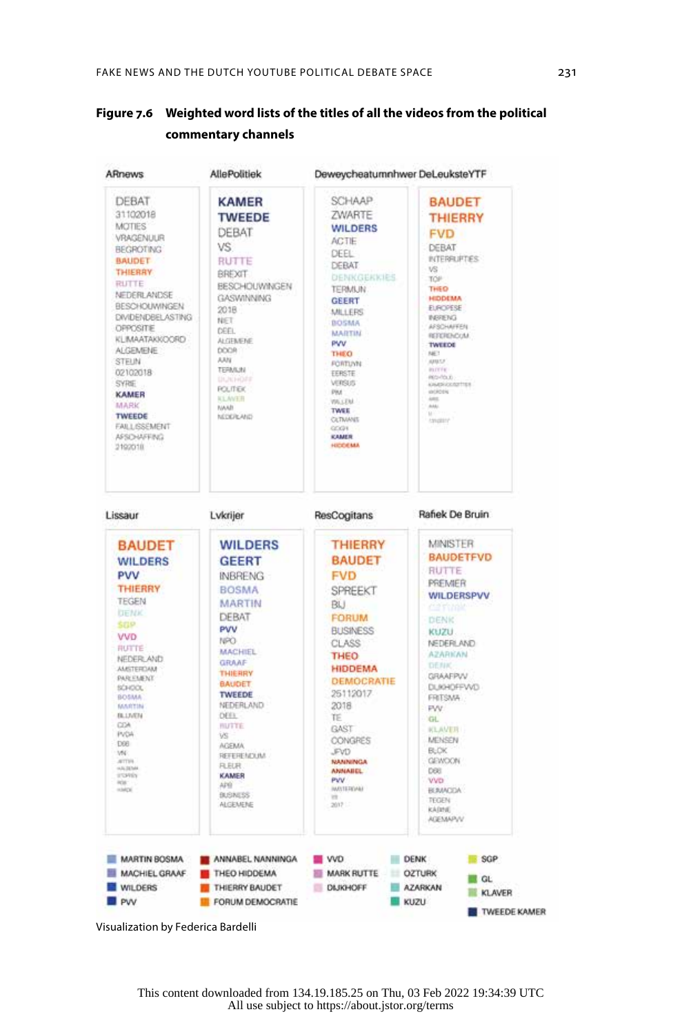**Figure 7.6 Weighted word lists of the titles of all the videos from the political commentary channels**

| ARnews | AllePolitiek | Deweycheatumnhwer | DeLeuksteYTF |
|---|---|---|---|
| DEBAT | KAMER | SCHAAP | BAUDET |
| 31102018 | TWEEDE | ZWARTE | THIERRY |
| MOTIES | DEBAT | WILDERS | FVD |
| VRAGENUUR | VS | ACTIE | DEBAT |
| BEGROTING | RUTTE | DEEL | INTERRUPTIES |
| BAUDET | BREXIT | DEBAT | VS |
| THIERRY | BESCHOUWINGEN | DENKGEKKIES | TOP |
| RUTTE | GASWINNING | TERMIJN | THEO |
| NEDERLANDSE | 2018 | GEERT | HIDDEMA |
| BESCHOUWINGEN | NIET | MILLERS | EUROPESE |
| DIVIDENDBELASTING | DEEL | BOSMA | INBRENG |
| OPPOSITIE | ALGEMENE | MARTIN | AFSCHAFFEN |
| KLIMAATAKKOORD | DOOR | PVV | REFERENDUM |
| ALGEMENE | AAN | THEO | TWEEDE |
| STEUN | TERMIJN | FORTUYN | NIET |
| 02102018 | DIJKHOFF | EERSTE | APRIL |
| SYRIE | POLITIEK | VERSUS | RUTTE |
| KAMER | KLAVER | PIM | RED-TOLD |
| MARK | NAAR | WILLEM | KAMERDEBATTEN |
| TWEEDE | NEDERLAND | TWEE | WORDEN |
| FAILLISSEMENT | | OLTMANS | AAN |
| AFSCHAFFING | | GOGH | AAN |
| 21092018 | | KAMER | 0 |
| | | HIDDEMA | 13102017 |

| Lissaur | Lvkrijer | ResCogitans | Rafiek De Bruin |
|---|---|---|---|
| BAUDET | WILDERS | THIERRY | MINISTER |
| WILDERS | GEERT | BAUDET | BAUDETFVD |
| PVV | INBRENG | FVD | RUTTE |
| THIERRY | BOSMA | SPREEKT | PREMIER |
| TEGEN | MARTIN | BIJ | WILDERSPVV |
| DENK | DEBAT | FORUM | OZTURK |
| SGP | PVV | BUSINESS | DENK |
| VVD | NPO | CLASS | KUZU |
| RUTTE | MACHIEL | THEO | NEDERLAND |
| NEDERLAND | GRAAF | HIDDEMA | AZARKAN |
| AMSTERDAM | THIERRY | DEMOCRATIE | DENK |
| PARLEMENT | BAUDET | 25112017 | GRAAFPVV |
| SCHOOL | TWEEDE | 2018 | DIJKHOFFVVD |
| BOSMA | NEDERLAND | TE | FRITSMA |
| MARTIN | DEEL | GAST | PVV |
| BLIJVEN | RUTTE | CONGRES | GL |
| CDA | VS | JFVD | KLAVER |
| PVDA | AGEMA | NANNINGA | MENSEN |
| D66 | REFERENDUM | ANNABEL | BLOK |
| VN | FLEUR | PVV | GEWOON |
| | KAMER | AMSTERDAM | D66 |
| | APB | VS | VVD |
| | BUSINESS | 2017 | BUMACDA |
| | ALGEMENE | | TEGEN |
| | | | KABINET |
| | | | AGEMAPVV |

Legend: MARTIN BOSMA; MACHIEL GRAAF; WILDERS; PVV; ANNABEL NANNINGA; THEO HIDDEMA; THIERRY BAUDET; FORUM DEMOCRATIE; VVD; MARK RUTTE; DIJKHOFF; DENK; OZTURK; AZARKAN; KUZU; SGP; GL; KLAVER; TWEEDE KAMER

Visualization by Federica Bardelli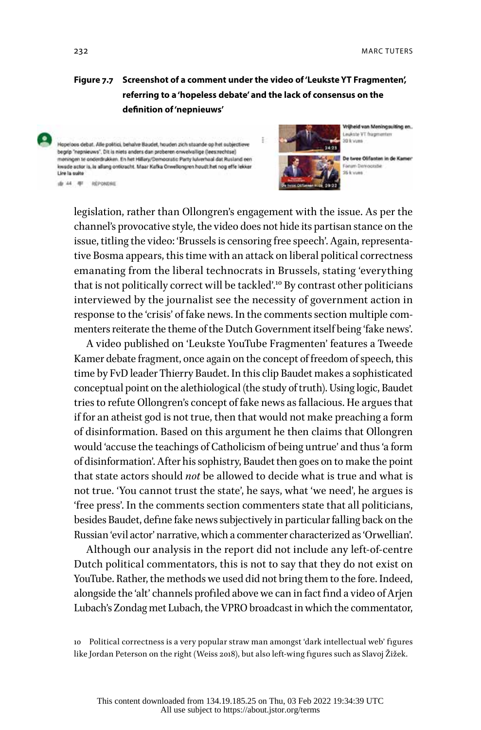**Figure 7.7 Screenshot of a comment under the video of 'Leukste YT Fragmenten', referring to a 'hopeless debate' and the lack of consensus on the definition of 'nepnieuws'**

Hopeloos debat. Alle politici, behalve Baudet, houden zich staande op het subjectieve begrip "nepnieuws". Dit is niets anders dan proberen onwelvallige (lees:rechtse) meningen te onderdrukken. En het Hillary/Democratic Party lulverhaal dat Rusland een kwade actor is, is allang ontkracht. Maar Kafka Orwellongren houdt het nog effe lekker
Lire la suite

44 RÉPONDRE

Vrijheid van Meningsuiting en...
Leukste YT fragmenten
30 k vues
24:23

De twee Olifanten in de Kamer
Forum Democratie
26 k vues
De twee Olifanten in de... 29:22

legislation, rather than Ollongren's engagement with the issue. As per the channel's provocative style, the video does not hide its partisan stance on the issue, titling the video: 'Brussels is censoring free speech'. Again, representative Bosma appears, this time with an attack on liberal political correctness emanating from the liberal technocrats in Brussels, stating 'everything that is not politically correct will be tackled'.[10] By contrast other politicians interviewed by the journalist see the necessity of government action in response to the 'crisis' of fake news. In the comments section multiple commenters reiterate the theme of the Dutch Government itself being 'fake news'.

A video published on 'Leukste YouTube Fragmenten' features a Tweede Kamer debate fragment, once again on the concept of freedom of speech, this time by FvD leader Thierry Baudet. In this clip Baudet makes a sophisticated conceptual point on the alethiological (the study of truth). Using logic, Baudet tries to refute Ollongren's concept of fake news as fallacious. He argues that if for an atheist god is not true, then that would not make preaching a form of disinformation. Based on this argument he then claims that Ollongren would 'accuse the teachings of Catholicism of being untrue' and thus 'a form of disinformation'. After his sophistry, Baudet then goes on to make the point that state actors should *not* be allowed to decide what is true and what is not true. 'You cannot trust the state', he says, what 'we need', he argues is 'free press'. In the comments section commenters state that all politicians, besides Baudet, define fake news subjectively in particular falling back on the Russian 'evil actor' narrative, which a commenter characterized as 'Orwellian'.

Although our analysis in the report did not include any left-of-centre Dutch political commentators, this is not to say that they do not exist on YouTube. Rather, the methods we used did not bring them to the fore. Indeed, alongside the 'alt' channels profiled above we can in fact find a video of Arjen Lubach's Zondag met Lubach, the VPRO broadcast in which the commentator,

10 Political correctness is a very popular straw man amongst 'dark intellectual web' figures like Jordan Peterson on the right (Weiss 2018), but also left-wing figures such as Slavoj Žižek.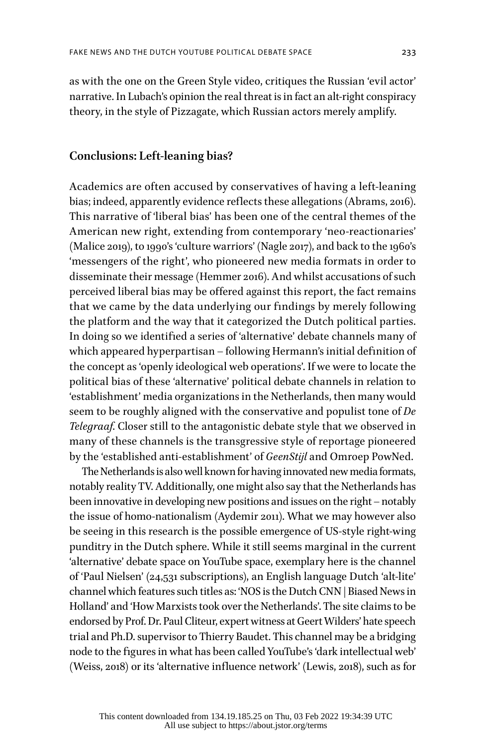as with the one on the Green Style video, critiques the Russian 'evil actor' narrative. In Lubach's opinion the real threat is in fact an alt-right conspiracy theory, in the style of Pizzagate, which Russian actors merely amplify.

## Conclusions: Left-leaning bias?

Academics are often accused by conservatives of having a left-leaning bias; indeed, apparently evidence reflects these allegations (Abrams, 2016). This narrative of 'liberal bias' has been one of the central themes of the American new right, extending from contemporary 'neo-reactionaries' (Malice 2019), to 1990's 'culture warriors' (Nagle 2017), and back to the 1960's 'messengers of the right', who pioneered new media formats in order to disseminate their message (Hemmer 2016). And whilst accusations of such perceived liberal bias may be offered against this report, the fact remains that we came by the data underlying our findings by merely following the platform and the way that it categorized the Dutch political parties. In doing so we identified a series of 'alternative' debate channels many of which appeared hyperpartisan – following Hermann's initial definition of the concept as 'openly ideological web operations'. If we were to locate the political bias of these 'alternative' political debate channels in relation to 'establishment' media organizations in the Netherlands, then many would seem to be roughly aligned with the conservative and populist tone of *De Telegraaf*. Closer still to the antagonistic debate style that we observed in many of these channels is the transgressive style of reportage pioneered by the 'established anti-establishment' of *GeenStijl* and Omroep PowNed.

The Netherlands is also well known for having innovated new media formats, notably reality TV. Additionally, one might also say that the Netherlands has been innovative in developing new positions and issues on the right – notably the issue of homo-nationalism (Aydemir 2011). What we may however also be seeing in this research is the possible emergence of US-style right-wing punditry in the Dutch sphere. While it still seems marginal in the current 'alternative' debate space on YouTube space, exemplary here is the channel of 'Paul Nielsen' (24,531 subscriptions), an English language Dutch 'alt-lite' channel which features such titles as: 'NOS is the Dutch CNN | Biased News in Holland' and 'How Marxists took over the Netherlands'. The site claims to be endorsed by Prof. Dr. Paul Cliteur, expert witness at Geert Wilders' hate speech trial and Ph.D. supervisor to Thierry Baudet. This channel may be a bridging node to the figures in what has been called YouTube's 'dark intellectual web' (Weiss, 2018) or its 'alternative influence network' (Lewis, 2018), such as for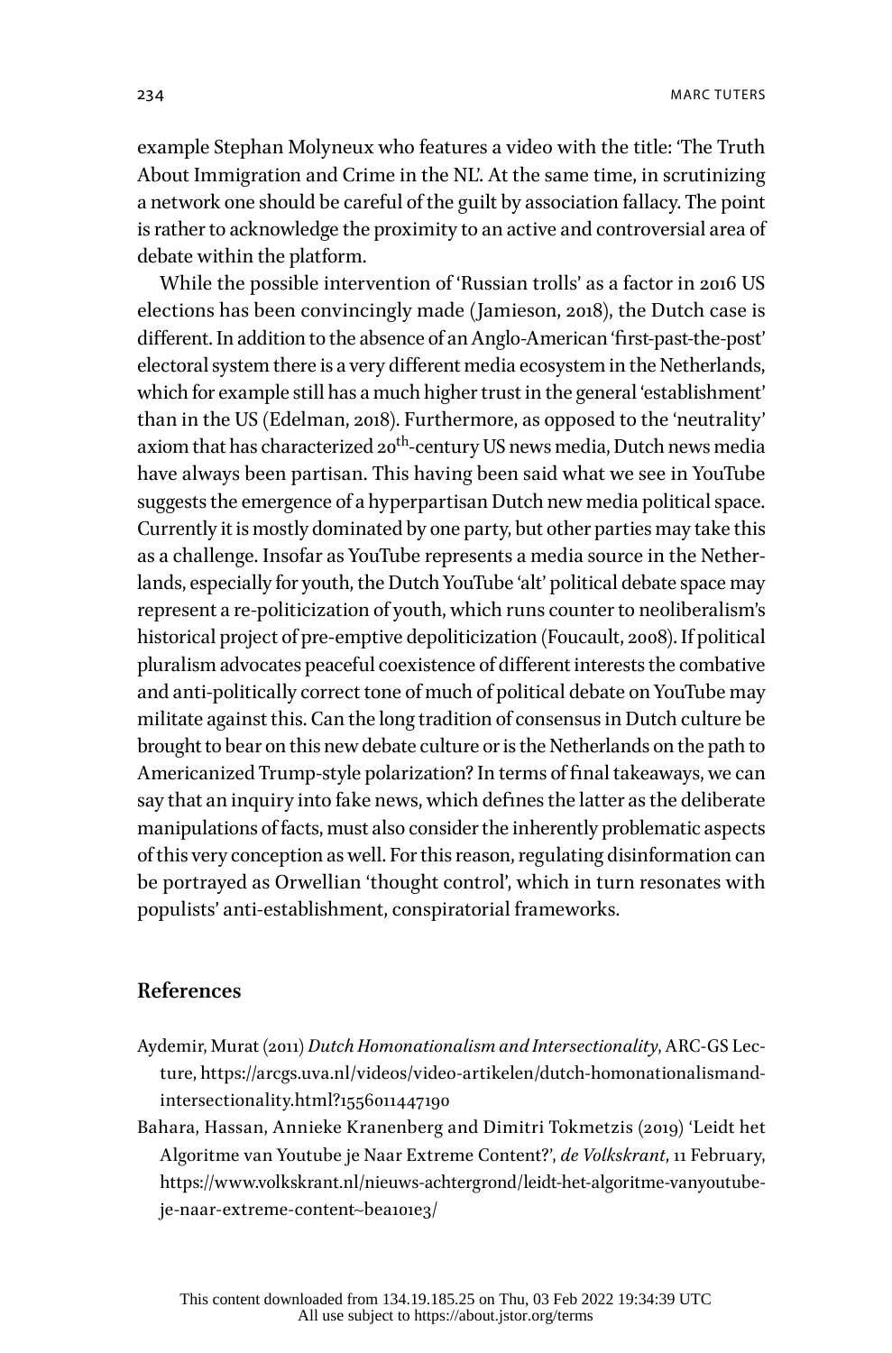example Stephan Molyneux who features a video with the title: 'The Truth About Immigration and Crime in the NL'. At the same time, in scrutinizing a network one should be careful of the guilt by association fallacy. The point is rather to acknowledge the proximity to an active and controversial area of debate within the platform.

While the possible intervention of 'Russian trolls' as a factor in 2016 US elections has been convincingly made (Jamieson, 2018), the Dutch case is different. In addition to the absence of an Anglo-American 'first-past-the-post' electoral system there is a very different media ecosystem in the Netherlands, which for example still has a much higher trust in the general 'establishment' than in the US (Edelman, 2018). Furthermore, as opposed to the 'neutrality' axiom that has characterized 20th-century US news media, Dutch news media have always been partisan. This having been said what we see in YouTube suggests the emergence of a hyperpartisan Dutch new media political space. Currently it is mostly dominated by one party, but other parties may take this as a challenge. Insofar as YouTube represents a media source in the Netherlands, especially for youth, the Dutch YouTube 'alt' political debate space may represent a re-politicization of youth, which runs counter to neoliberalism's historical project of pre-emptive depoliticization (Foucault, 2008). If political pluralism advocates peaceful coexistence of different interests the combative and anti-politically correct tone of much of political debate on YouTube may militate against this. Can the long tradition of consensus in Dutch culture be brought to bear on this new debate culture or is the Netherlands on the path to Americanized Trump-style polarization? In terms of final takeaways, we can say that an inquiry into fake news, which defines the latter as the deliberate manipulations of facts, must also consider the inherently problematic aspects of this very conception as well. For this reason, regulating disinformation can be portrayed as Orwellian 'thought control', which in turn resonates with populists' anti-establishment, conspiratorial frameworks.

## References

Aydemir, Murat (2011) *Dutch Homonationalism and Intersectionality*, ARC-GS Lecture, https://arcgs.uva.nl/videos/video-artikelen/dutch-homonationalismand-intersectionality.html?1556011447190

Bahara, Hassan, Annieke Kranenberg and Dimitri Tokmetzis (2019) 'Leidt het Algoritme van Youtube je Naar Extreme Content?', *de Volkskrant*, 11 February, https://www.volkskrant.nl/nieuws-achtergrond/leidt-het-algoritme-vanyoutube-je-naar-extreme-content~bea101e3/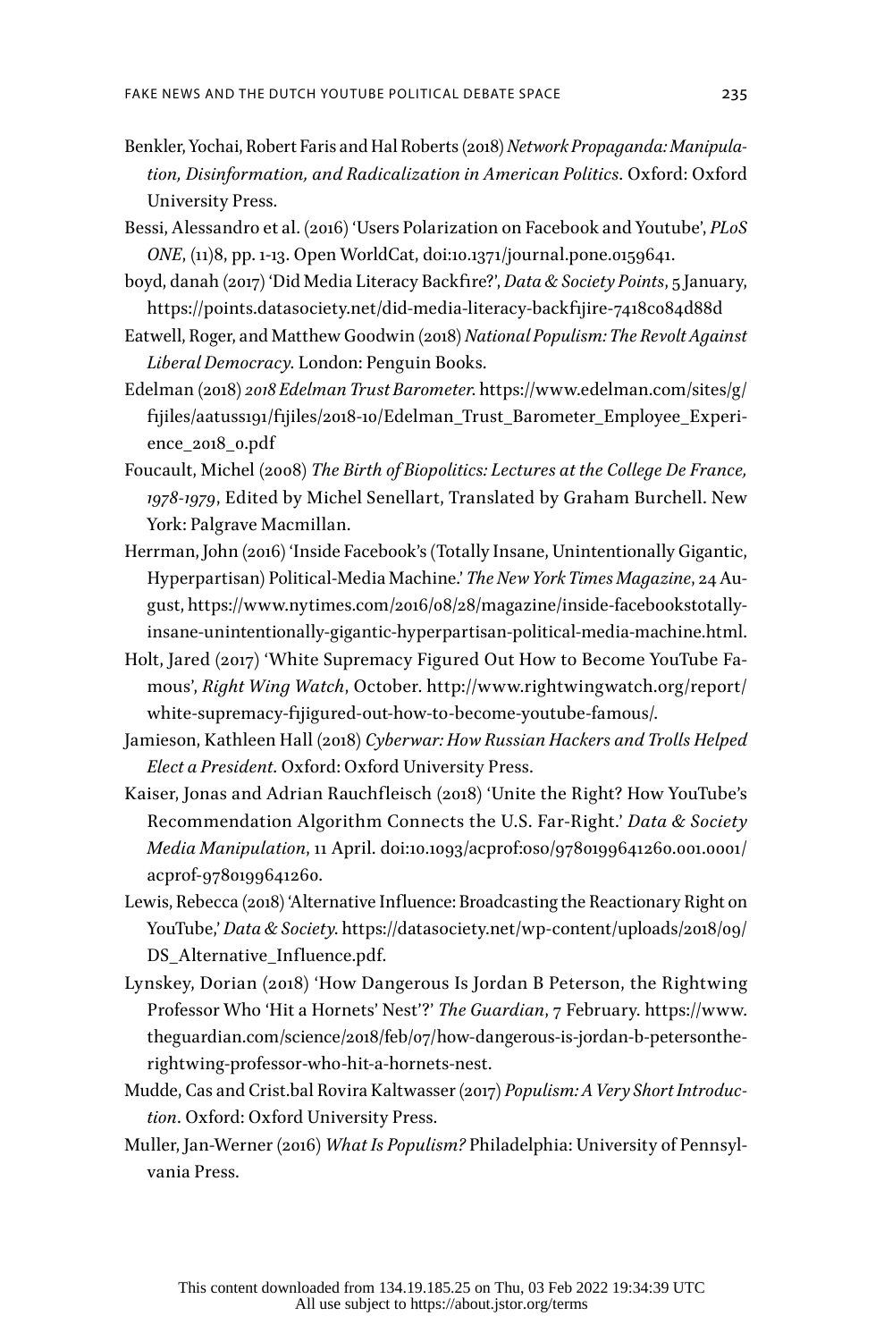Benkler, Yochai, Robert Faris and Hal Roberts (2018) *Network Propaganda: Manipulation, Disinformation, and Radicalization in American Politics*. Oxford: Oxford University Press.

Bessi, Alessandro et al. (2016) 'Users Polarization on Facebook and Youtube', *PLoS ONE*, (11)8, pp. 1-13. Open WorldCat, doi:10.1371/journal.pone.0159641.

boyd, danah (2017) 'Did Media Literacy Backfire?', *Data & Society Points*, 5 January, https://points.datasociety.net/did-media-literacy-backfijire-7418c084d88d

Eatwell, Roger, and Matthew Goodwin (2018) *National Populism: The Revolt Against Liberal Democracy*. London: Penguin Books.

Edelman (2018) *2018 Edelman Trust Barometer*. https://www.edelman.com/sites/g/fijiles/aatuss191/fijiles/2018-10/Edelman_Trust_Barometer_Employee_Experience_2018_0.pdf

Foucault, Michel (2008) *The Birth of Biopolitics: Lectures at the College De France, 1978-1979*, Edited by Michel Senellart, Translated by Graham Burchell. New York: Palgrave Macmillan.

Herrman, John (2016) 'Inside Facebook's (Totally Insane, Unintentionally Gigantic, Hyperpartisan) Political-Media Machine.' *The New York Times Magazine*, 24 August, https://www.nytimes.com/2016/08/28/magazine/inside-facebookstotally-insane-unintentionally-gigantic-hyperpartisan-political-media-machine.html.

Holt, Jared (2017) 'White Supremacy Figured Out How to Become YouTube Famous', *Right Wing Watch*, October. http://www.rightwingwatch.org/report/white-supremacy-fijigured-out-how-to-become-youtube-famous/.

Jamieson, Kathleen Hall (2018) *Cyberwar: How Russian Hackers and Trolls Helped Elect a President*. Oxford: Oxford University Press.

Kaiser, Jonas and Adrian Rauchfleisch (2018) 'Unite the Right? How YouTube's Recommendation Algorithm Connects the U.S. Far-Right.' *Data & Society Media Manipulation*, 11 April. doi:10.1093/acprof:oso/9780199641260.001.0001/acprof-9780199641260.

Lewis, Rebecca (2018) 'Alternative Influence: Broadcasting the Reactionary Right on YouTube,' *Data & Society*. https://datasociety.net/wp-content/uploads/2018/09/DS_Alternative_Influence.pdf.

Lynskey, Dorian (2018) 'How Dangerous Is Jordan B Peterson, the Rightwing Professor Who 'Hit a Hornets' Nest'?' *The Guardian*, 7 February. https://www.theguardian.com/science/2018/feb/07/how-dangerous-is-jordan-b-petersonthe-rightwing-professor-who-hit-a-hornets-nest.

Mudde, Cas and Crist.bal Rovira Kaltwasser (2017) *Populism: A Very Short Introduction*. Oxford: Oxford University Press.

Muller, Jan-Werner (2016) *What Is Populism?* Philadelphia: University of Pennsylvania Press.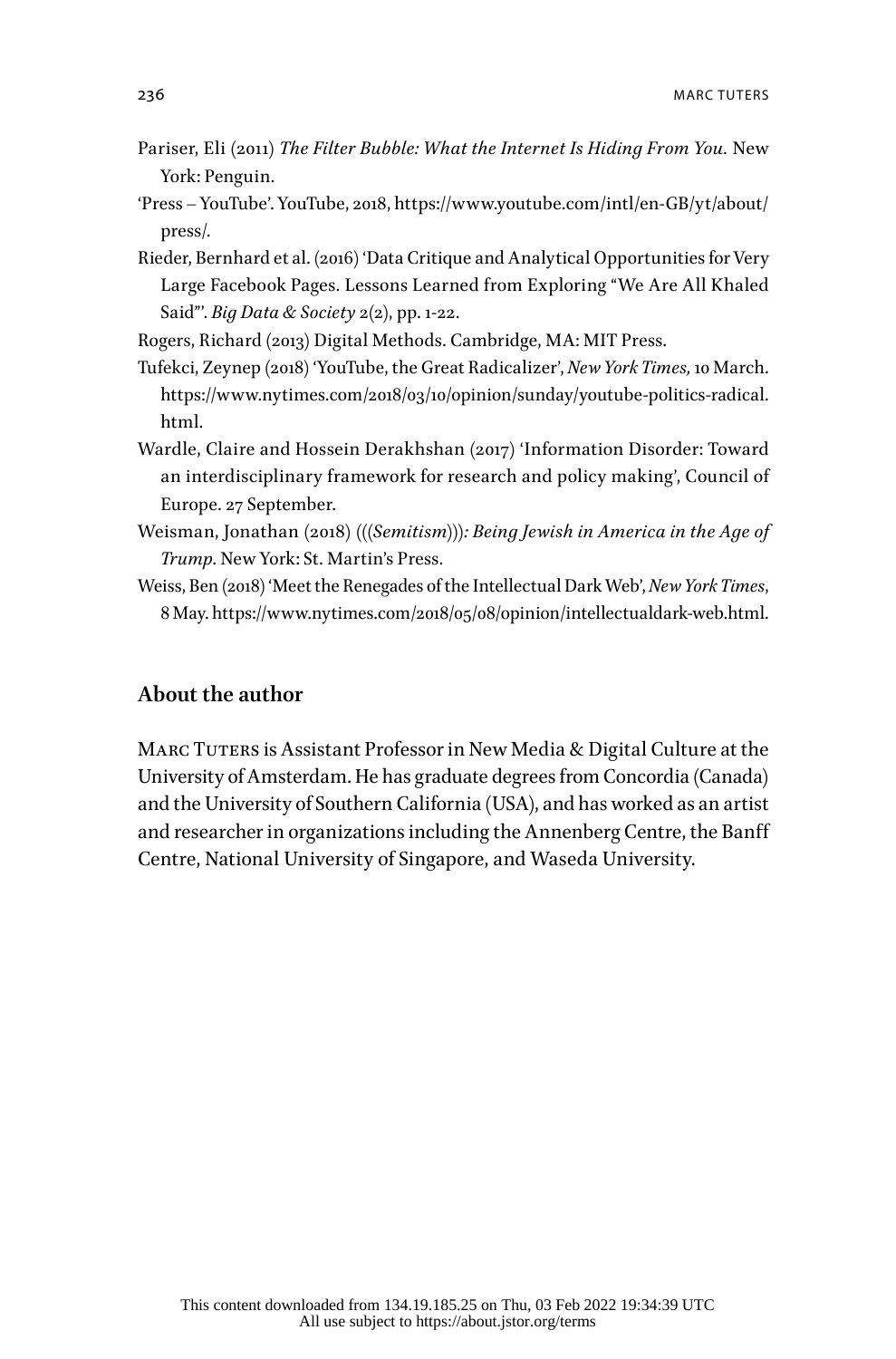Pariser, Eli (2011) *The Filter Bubble: What the Internet Is Hiding From You.* New York: Penguin.

'Press – YouTube'. YouTube, 2018, https://www.youtube.com/intl/en-GB/yt/about/press/.

Rieder, Bernhard et al. (2016) 'Data Critique and Analytical Opportunities for Very Large Facebook Pages. Lessons Learned from Exploring "We Are All Khaled Said"'. *Big Data & Society* 2(2), pp. 1-22.

Rogers, Richard (2013) Digital Methods. Cambridge, MA: MIT Press.

Tufekci, Zeynep (2018) 'YouTube, the Great Radicalizer', *New York Times,* 10 March. https://www.nytimes.com/2018/03/10/opinion/sunday/youtube-politics-radical.html.

Wardle, Claire and Hossein Derakhshan (2017) 'Information Disorder: Toward an interdisciplinary framework for research and policy making', Council of Europe. 27 September.

Weisman, Jonathan (2018) *(((Semitism))): Being Jewish in America in the Age of Trump*. New York: St. Martin's Press.

Weiss, Ben (2018) 'Meet the Renegades of the Intellectual Dark Web', *New York Times*, 8 May. https://www.nytimes.com/2018/05/08/opinion/intellectualdark-web.html.

## About the author

Marc Tuters is Assistant Professor in New Media & Digital Culture at the University of Amsterdam. He has graduate degrees from Concordia (Canada) and the University of Southern California (USA), and has worked as an artist and researcher in organizations including the Annenberg Centre, the Banff Centre, National University of Singapore, and Waseda University.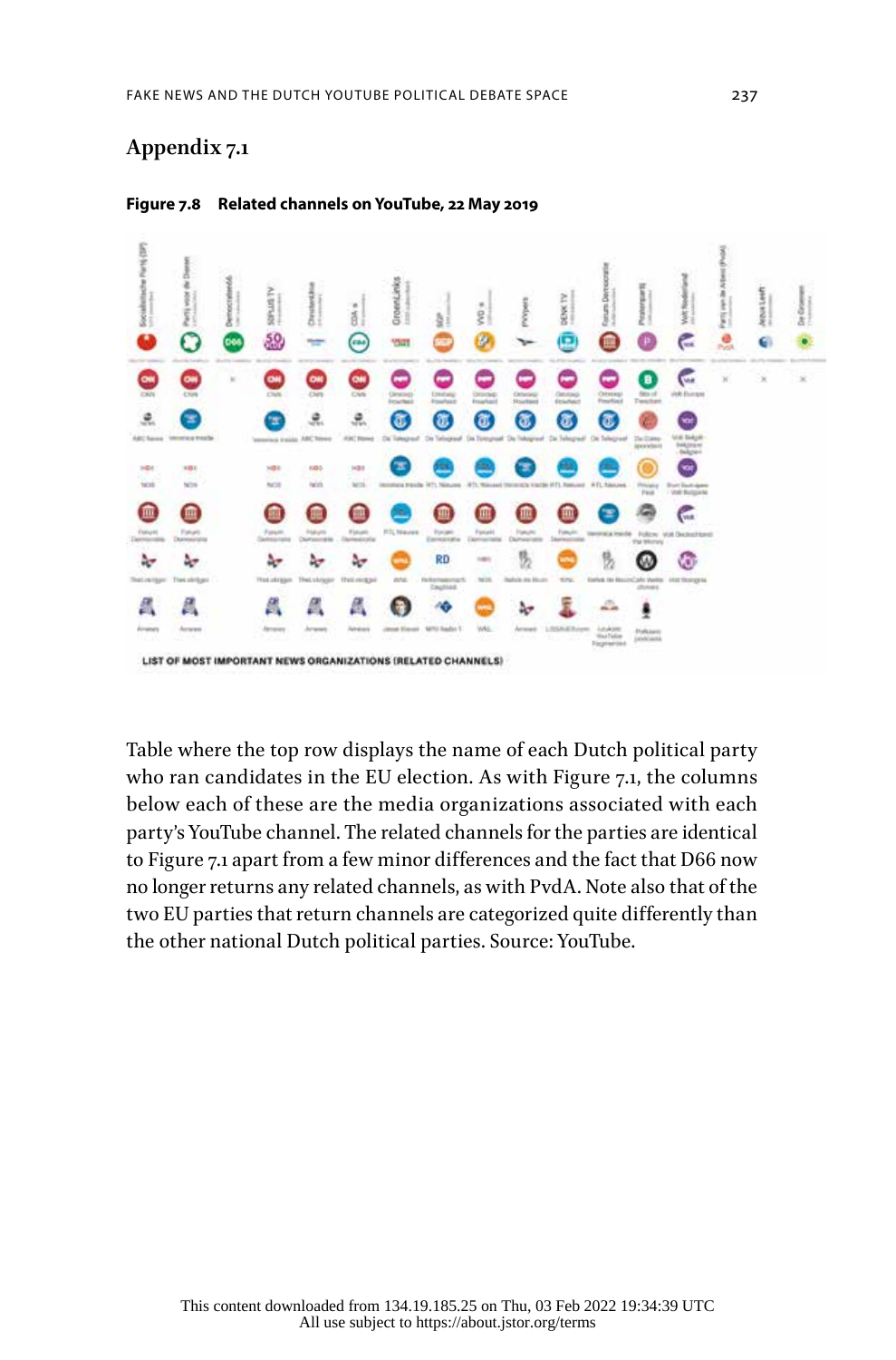## Appendix 7.1

**Figure 7.8 Related channels on YouTube, 22 May 2019**

LIST OF MOST IMPORTANT NEWS ORGANIZATIONS (RELATED CHANNELS)

Table where the top row displays the name of each Dutch political party who ran candidates in the EU election. As with Figure 7.1, the columns below each of these are the media organizations associated with each party's YouTube channel. The related channels for the parties are identical to Figure 7.1 apart from a few minor differences and the fact that D66 now no longer returns any related channels, as with PvdA. Note also that of the two EU parties that return channels are categorized quite differently than the other national Dutch political parties. Source: YouTube.